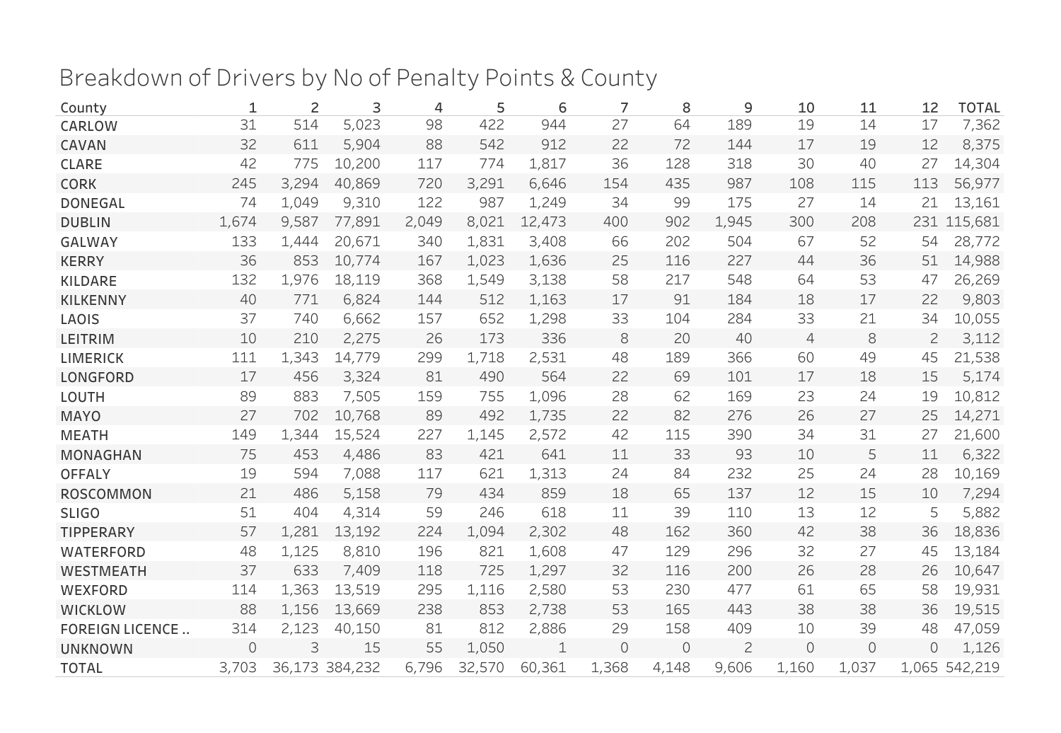# Breakdown of Drivers by No of Penalty Points & County

| County | 1 | 2 | 3 | 4 | 5 | 6 | 7 | 8 | 9 | 10 | 11 | 12 | TOTAL |
|---|---|---|---|---|---|---|---|---|---|---|---|---|---|
| CARLOW | 31 | 514 | 5,023 | 98 | 422 | 944 | 27 | 64 | 189 | 19 | 14 | 17 | 7,362 |
| CAVAN | 32 | 611 | 5,904 | 88 | 542 | 912 | 22 | 72 | 144 | 17 | 19 | 12 | 8,375 |
| CLARE | 42 | 775 | 10,200 | 117 | 774 | 1,817 | 36 | 128 | 318 | 30 | 40 | 27 | 14,304 |
| CORK | 245 | 3,294 | 40,869 | 720 | 3,291 | 6,646 | 154 | 435 | 987 | 108 | 115 | 113 | 56,977 |
| DONEGAL | 74 | 1,049 | 9,310 | 122 | 987 | 1,249 | 34 | 99 | 175 | 27 | 14 | 21 | 13,161 |
| DUBLIN | 1,674 | 9,587 | 77,891 | 2,049 | 8,021 | 12,473 | 400 | 902 | 1,945 | 300 | 208 | 231 | 115,681 |
| GALWAY | 133 | 1,444 | 20,671 | 340 | 1,831 | 3,408 | 66 | 202 | 504 | 67 | 52 | 54 | 28,772 |
| KERRY | 36 | 853 | 10,774 | 167 | 1,023 | 1,636 | 25 | 116 | 227 | 44 | 36 | 51 | 14,988 |
| KILDARE | 132 | 1,976 | 18,119 | 368 | 1,549 | 3,138 | 58 | 217 | 548 | 64 | 53 | 47 | 26,269 |
| KILKENNY | 40 | 771 | 6,824 | 144 | 512 | 1,163 | 17 | 91 | 184 | 18 | 17 | 22 | 9,803 |
| LAOIS | 37 | 740 | 6,662 | 157 | 652 | 1,298 | 33 | 104 | 284 | 33 | 21 | 34 | 10,055 |
| LEITRIM | 10 | 210 | 2,275 | 26 | 173 | 336 | 8 | 20 | 40 | 4 | 8 | 2 | 3,112 |
| LIMERICK | 111 | 1,343 | 14,779 | 299 | 1,718 | 2,531 | 48 | 189 | 366 | 60 | 49 | 45 | 21,538 |
| LONGFORD | 17 | 456 | 3,324 | 81 | 490 | 564 | 22 | 69 | 101 | 17 | 18 | 15 | 5,174 |
| LOUTH | 89 | 883 | 7,505 | 159 | 755 | 1,096 | 28 | 62 | 169 | 23 | 24 | 19 | 10,812 |
| MAYO | 27 | 702 | 10,768 | 89 | 492 | 1,735 | 22 | 82 | 276 | 26 | 27 | 25 | 14,271 |
| MEATH | 149 | 1,344 | 15,524 | 227 | 1,145 | 2,572 | 42 | 115 | 390 | 34 | 31 | 27 | 21,600 |
| MONAGHAN | 75 | 453 | 4,486 | 83 | 421 | 641 | 11 | 33 | 93 | 10 | 5 | 11 | 6,322 |
| OFFALY | 19 | 594 | 7,088 | 117 | 621 | 1,313 | 24 | 84 | 232 | 25 | 24 | 28 | 10,169 |
| ROSCOMMON | 21 | 486 | 5,158 | 79 | 434 | 859 | 18 | 65 | 137 | 12 | 15 | 10 | 7,294 |
| SLIGO | 51 | 404 | 4,314 | 59 | 246 | 618 | 11 | 39 | 110 | 13 | 12 | 5 | 5,882 |
| TIPPERARY | 57 | 1,281 | 13,192 | 224 | 1,094 | 2,302 | 48 | 162 | 360 | 42 | 38 | 36 | 18,836 |
| WATERFORD | 48 | 1,125 | 8,810 | 196 | 821 | 1,608 | 47 | 129 | 296 | 32 | 27 | 45 | 13,184 |
| WESTMEATH | 37 | 633 | 7,409 | 118 | 725 | 1,297 | 32 | 116 | 200 | 26 | 28 | 26 | 10,647 |
| WEXFORD | 114 | 1,363 | 13,519 | 295 | 1,116 | 2,580 | 53 | 230 | 477 | 61 | 65 | 58 | 19,931 |
| WICKLOW | 88 | 1,156 | 13,669 | 238 | 853 | 2,738 | 53 | 165 | 443 | 38 | 38 | 36 | 19,515 |
| FOREIGN LICENCE .. | 314 | 2,123 | 40,150 | 81 | 812 | 2,886 | 29 | 158 | 409 | 10 | 39 | 48 | 47,059 |
| UNKNOWN | 0 | 3 | 15 | 55 | 1,050 | 1 | 0 | 0 | 2 | 0 | 0 | 0 | 1,126 |
| TOTAL | 3,703 | 36,173 | 384,232 | 6,796 | 32,570 | 60,361 | 1,368 | 4,148 | 9,606 | 1,160 | 1,037 | 1,065 | 542,219 |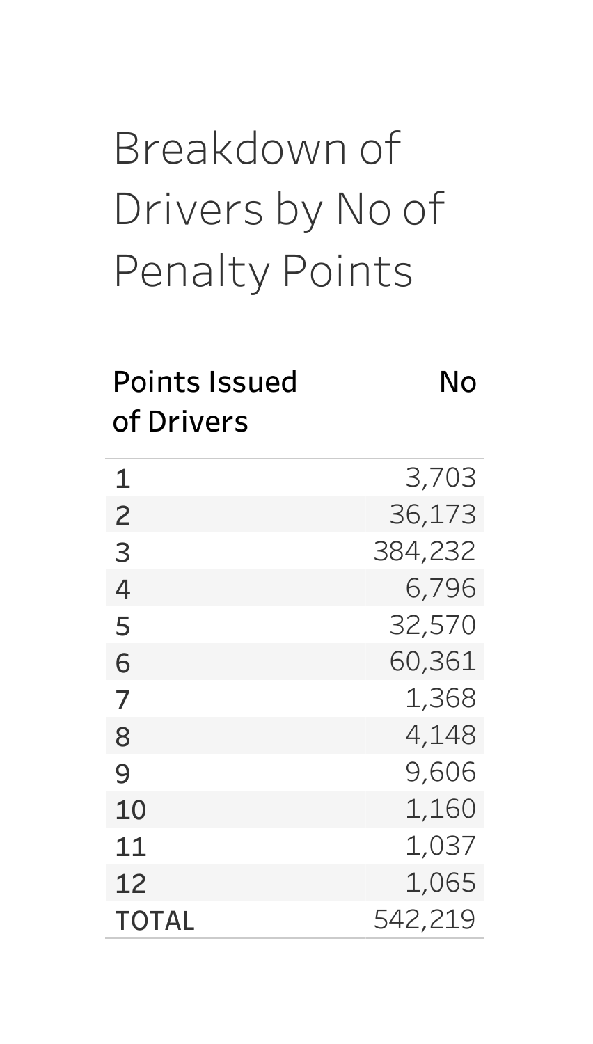# Breakdown of Drivers by No of Penalty Points

| Points Issued | No of Drivers |
|---|---|
| 1 | 3,703 |
| 2 | 36,173 |
| 3 | 384,232 |
| 4 | 6,796 |
| 5 | 32,570 |
| 6 | 60,361 |
| 7 | 1,368 |
| 8 | 4,148 |
| 9 | 9,606 |
| 10 | 1,160 |
| 11 | 1,037 |
| 12 | 1,065 |
| TOTAL | 542,219 |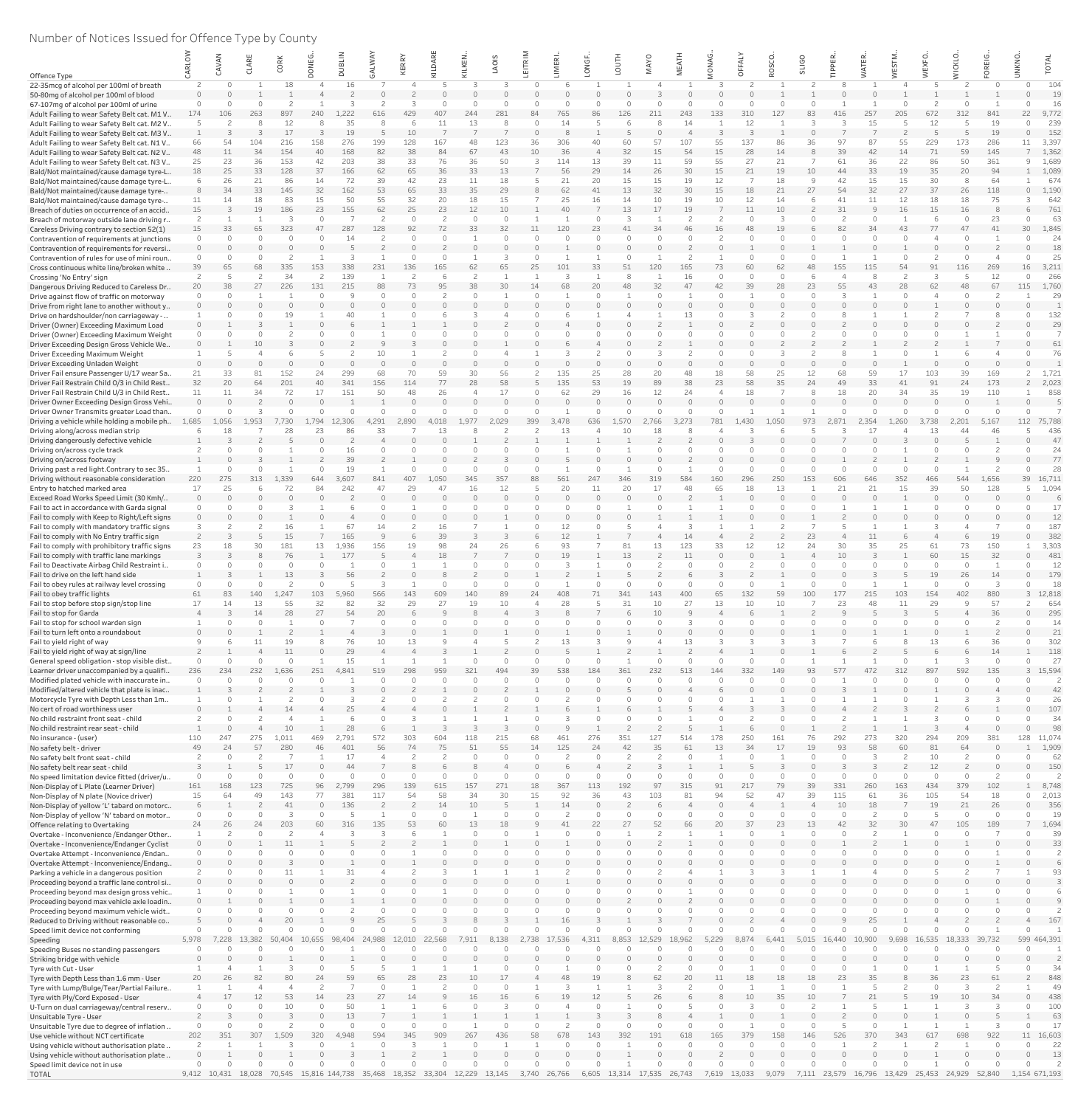Number of Notices Issued for Offence Type by County

| Offence Type | CARLOW | CAVAN | CLARE | CORK | DONEG.. | DUBLIN | GALWAY | KERRY | KILDARE | KILKEN.. | LAOIS | LEITRIM | LIMERI.. | LONGF.. | LOUTH | MAYO | MEATH | MONAG.. | OFFALY | ROSCO.. | SLIGO | TIPPER.. | WATER.. | WESTM.. | WEXFO.. | WICKLO.. | FOREIG.. | UNKNO.. | TOTAL |
|---|---|---|---|---|---|---|---|---|---|---|---|---|---|---|---|---|---|---|---|---|---|---|---|---|---|---|---|---|---|
| 22-35mcg of alcohol per 100ml of breath | 2 | 0 | 1 | 18 | 4 | 16 | 7 | 4 | 5 | 3 | 3 | 0 | 6 | 1 | 1 | 4 | 1 | 3 | 2 | 1 | 2 | 8 | 1 | 4 | 5 | 2 | 0 | 0 | 104 |
| 50-80mg of alcohol per 100ml of blood | 0 | 0 | 1 | 1 | 4 | 2 | 0 | 2 | 0 | 0 | 0 | 0 | 0 | 0 | 0 | 3 | 0 | 0 | 0 | 1 | 1 | 0 | 0 | 1 | 1 | 1 | 1 | 0 | 19 |
| 67-107mg of alcohol per 100ml of urine | 0 | 0 | 0 | 2 | 1 | 3 | 2 | 3 | 0 | 0 | 0 | 0 | 0 | 0 | 0 | 0 | 0 | 0 | 0 | 0 | 0 | 1 | 1 | 0 | 2 | 0 | 1 | 0 | 16 |
| Adult Failing to wear Safety Belt cat. M1 V.. | 174 | 106 | 263 | 897 | 240 | 1,222 | 616 | 429 | 407 | 244 | 281 | 84 | 765 | 86 | 126 | 211 | 243 | 133 | 310 | 127 | 83 | 416 | 257 | 205 | 672 | 312 | 841 | 22 | 9,772 |
| Adult Failing to wear Safety Belt cat. M2 V.. | 5 | 2 | 8 | 12 | 8 | 35 | 8 | 6 | 11 | 13 | 8 | 0 | 14 | 5 | 6 | 8 | 14 | 1 | 12 | 1 | 3 | 3 | 15 | 5 | 12 | 5 | 19 | 0 | 239 |
| Adult Failing to wear Safety Belt cat. M3 V.. | 1 | 3 | 3 | 17 | 3 | 19 | 5 | 10 | 7 | 7 | 7 | 0 | 8 | 1 | 5 | 0 | 4 | 3 | 3 | 1 | 0 | 7 | 7 | 2 | 5 | 5 | 19 | 0 | 152 |
| Adult Failing to wear Safety Belt cat. N1 V.. | 66 | 54 | 104 | 216 | 158 | 276 | 199 | 128 | 167 | 48 | 123 | 36 | 306 | 40 | 60 | 57 | 107 | 55 | 137 | 86 | 36 | 97 | 87 | 55 | 229 | 173 | 286 | 11 | 3,397 |
| Adult Failing to wear Safety Belt cat. N2 V.. | 48 | 11 | 34 | 154 | 40 | 168 | 82 | 38 | 84 | 67 | 43 | 10 | 36 | 4 | 32 | 15 | 54 | 15 | 28 | 14 | 8 | 39 | 42 | 14 | 71 | 59 | 145 | 7 | 1,362 |
| Adult Failing to wear Safety Belt cat. N3 V.. | 25 | 23 | 36 | 153 | 42 | 203 | 38 | 33 | 76 | 36 | 50 | 3 | 114 | 13 | 39 | 11 | 59 | 55 | 27 | 21 | 7 | 61 | 36 | 22 | 86 | 50 | 361 | 9 | 1,689 |
| Bald/Not maintained/cause damage tyre-L.. | 18 | 25 | 33 | 128 | 37 | 166 | 62 | 65 | 36 | 33 | 13 | 7 | 56 | 29 | 14 | 26 | 30 | 15 | 21 | 19 | 10 | 44 | 33 | 19 | 35 | 20 | 94 | 1 | 1,089 |
| Bald/Not maintained/cause damage tyre-L.. | 6 | 26 | 21 | 86 | 14 | 72 | 39 | 42 | 23 | 11 | 18 | 5 | 21 | 20 | 15 | 15 | 19 | 12 | 7 | 18 | 9 | 42 | 15 | 15 | 30 | 8 | 64 | 1 | 674 |
| Bald/Not maintained/cause damage tyre-.. | 8 | 34 | 33 | 145 | 32 | 162 | 53 | 65 | 33 | 35 | 29 | 8 | 62 | 41 | 13 | 32 | 30 | 15 | 18 | 21 | 27 | 54 | 32 | 27 | 37 | 26 | 118 | 0 | 1,190 |
| Bald/Not maintained/cause damage tyre-.. | 11 | 14 | 18 | 83 | 15 | 50 | 55 | 32 | 20 | 18 | 15 | 7 | 25 | 16 | 14 | 10 | 19 | 10 | 12 | 14 | 6 | 41 | 11 | 12 | 18 | 18 | 75 | 3 | 642 |
| Breach of duties on occurrence of an accid.. | 15 | 3 | 19 | 186 | 23 | 155 | 62 | 25 | 23 | 12 | 10 | 1 | 40 | 7 | 13 | 17 | 19 | 7 | 11 | 10 | 2 | 31 | 9 | 16 | 15 | 16 | 8 | 6 | 761 |
| Breach of motorway outside lane driving r.. | 2 | 1 | 1 | 3 | 0 | 7 | 2 | 0 | 2 | 0 | 0 | 1 | 1 | 0 | 3 | 1 | 2 | 2 | 0 | 3 | 0 | 2 | 0 | 1 | 6 | 0 | 23 | 0 | 63 |
| Careless Driving contrary to section 52(1) | 15 | 33 | 65 | 323 | 47 | 287 | 128 | 92 | 72 | 33 | 32 | 11 | 120 | 23 | 41 | 34 | 46 | 16 | 48 | 19 | 6 | 82 | 34 | 43 | 77 | 47 | 41 | 30 | 1,845 |
| Contravention of requirements at junctions | 0 | 0 | 0 | 0 | 0 | 14 | 2 | 0 | 0 | 1 | 0 | 0 | 0 | 0 | 0 | 0 | 0 | 2 | 0 | 0 | 0 | 0 | 0 | 0 | 4 | 0 | 1 | 0 | 24 |
| Contravention of requirements for reversi.. | 0 | 0 | 0 | 0 | 0 | 5 | 2 | 0 | 2 | 0 | 0 | 0 | 1 | 0 | 0 | 0 | 0 | 1 | 1 | 0 | 1 | 1 | 0 | 1 | 0 | 0 | 2 | 0 | 18 |
| Contravention of rules for use of mini roun.. | 0 | 0 | 0 | 2 | 1 | 3 | 1 | 0 | 0 | 1 | 3 | 0 | 1 | 1 | 0 | 1 | 2 | 1 | 0 | 0 | 0 | 1 | 1 | 0 | 2 | 0 | 4 | 0 | 25 |
| Cross continuous white line/broken white .. | 39 | 65 | 68 | 335 | 153 | 338 | 231 | 136 | 165 | 62 | 65 | 25 | 101 | 33 | 51 | 120 | 165 | 73 | 60 | 62 | 48 | 155 | 115 | 54 | 91 | 116 | 269 | 16 | 3,211 |
| Crossing 'No Entry' sign | 2 | 5 | 2 | 34 | 2 | 139 | 1 | 2 | 6 | 2 | 1 | 1 | 3 | 1 | 8 | 1 | 16 | 0 | 0 | 0 | 6 | 4 | 8 | 2 | 3 | 5 | 12 | 0 | 266 |
| Dangerous Driving Reduced to Careless Dr.. | 20 | 38 | 27 | 226 | 131 | 215 | 88 | 73 | 95 | 38 | 30 | 14 | 68 | 20 | 48 | 32 | 47 | 42 | 39 | 28 | 23 | 55 | 43 | 28 | 62 | 48 | 67 | 115 | 1,760 |
| Drive against flow of traffic on motorway | 0 | 0 | 1 | 1 | 0 | 9 | 0 | 0 | 2 | 0 | 1 | 0 | 1 | 0 | 1 | 0 | 1 | 0 | 1 | 0 | 0 | 3 | 1 | 0 | 4 | 0 | 2 | 1 | 29 |
| Drive from right lane to another without y.. | 0 | 0 | 0 | 0 | 0 | 0 | 0 | 0 | 0 | 0 | 0 | 0 | 0 | 0 | 0 | 0 | 0 | 0 | 0 | 0 | 0 | 0 | 0 | 0 | 1 | 0 | 0 | 0 | 1 |
| Drive on hardshoulder/non carriageway - .. | 1 | 0 | 0 | 19 | 1 | 40 | 1 | 0 | 6 | 3 | 4 | 0 | 6 | 1 | 4 | 1 | 13 | 0 | 3 | 2 | 0 | 8 | 1 | 1 | 2 | 7 | 8 | 0 | 132 |
| Driver (Owner) Exceeding Maximum Load | 0 | 1 | 3 | 1 | 0 | 6 | 1 | 1 | 1 | 0 | 2 | 0 | 4 | 0 | 0 | 2 | 1 | 0 | 2 | 0 | 0 | 2 | 0 | 0 | 0 | 0 | 2 | 0 | 29 |
| Driver (Owner) Exceeding Maximum Weight | 0 | 0 | 0 | 2 | 0 | 0 | 1 | 0 | 0 | 0 | 0 | 0 | 0 | 0 | 0 | 0 | 0 | 0 | 0 | 0 | 2 | 0 | 0 | 0 | 0 | 1 | 1 | 0 | 7 |
| Driver Exceeding Design Gross Vehicle We.. | 0 | 1 | 10 | 3 | 0 | 2 | 9 | 3 | 0 | 0 | 1 | 0 | 6 | 4 | 0 | 2 | 1 | 0 | 0 | 2 | 2 | 2 | 1 | 2 | 2 | 1 | 7 | 0 | 61 |
| Driver Exceeding Maximum Weight | 1 | 5 | 4 | 6 | 5 | 2 | 10 | 1 | 2 | 0 | 4 | 1 | 3 | 2 | 0 | 3 | 2 | 0 | 0 | 3 | 2 | 8 | 1 | 0 | 1 | 6 | 4 | 0 | 76 |
| Driver Exceeding Unladen Weight | 0 | 0 | 0 | 0 | 0 | 0 | 0 | 0 | 0 | 0 | 0 | 0 | 0 | 0 | 0 | 0 | 0 | 0 | 0 | 0 | 0 | 0 | 0 | 1 | 0 | 0 | 0 | 0 | 1 |
| Driver Fail ensure Passenger U/17 wear Sa.. | 21 | 33 | 81 | 152 | 24 | 299 | 68 | 70 | 59 | 30 | 56 | 2 | 135 | 25 | 28 | 20 | 48 | 18 | 58 | 25 | 12 | 68 | 59 | 17 | 103 | 39 | 169 | 2 | 1,721 |
| Driver Fail Restrain Child O/3 in Child Rest.. | 32 | 20 | 64 | 201 | 40 | 341 | 156 | 114 | 77 | 28 | 58 | 5 | 135 | 53 | 19 | 89 | 38 | 23 | 58 | 35 | 24 | 49 | 33 | 41 | 91 | 24 | 173 | 2 | 2,023 |
| Driver Fail Restrain Child U/3 in Child Rest.. | 11 | 11 | 34 | 72 | 17 | 151 | 50 | 48 | 26 | 4 | 17 | 0 | 62 | 29 | 16 | 12 | 24 | 4 | 18 | 7 | 8 | 18 | 20 | 34 | 35 | 19 | 110 | 1 | 858 |
| Driver Owner Exceeding Design Gross Vehi.. | 0 | 0 | 2 | 0 | 0 | 1 | 1 | 0 | 0 | 0 | 0 | 0 | 0 | 0 | 0 | 0 | 0 | 0 | 0 | 0 | 0 | 0 | 0 | 0 | 0 | 0 | 1 | 0 | 5 |
| Driver Owner Transmits greater Load than.. | 0 | 0 | 3 | 0 | 0 | 0 | 0 | 0 | 0 | 0 | 0 | 0 | 1 | 0 | 0 | 0 | 0 | 0 | 1 | 1 | 1 | 0 | 0 | 0 | 0 | 0 | 0 | 0 | 7 |
| Driving a vehicle while holding a mobile ph.. | 1,685 | 1,056 | 1,953 | 7,730 | 1,794 | 12,306 | 4,291 | 2,890 | 4,018 | 1,977 | 2,029 | 399 | 3,478 | 636 | 1,570 | 2,766 | 3,273 | 781 | 1,430 | 1,050 | 973 | 2,871 | 2,354 | 1,260 | 3,738 | 2,201 | 5,167 | 112 | 75,788 |
| Driving along/across median strip | 6 | 18 | 7 | 28 | 23 | 86 | 33 | 7 | 13 | 8 | 2 | 2 | 13 | 4 | 10 | 18 | 8 | 4 | 3 | 6 | 5 | 3 | 17 | 4 | 13 | 44 | 46 | 5 | 436 |
| Driving dangerously defective vehicle | 1 | 3 | 2 | 5 | 0 | 2 | 4 | 0 | 0 | 1 | 2 | 1 | 1 | 1 | 1 | 2 | 2 | 0 | 3 | 0 | 0 | 7 | 0 | 3 | 0 | 5 | 1 | 0 | 47 |
| Driving on/across cycle track | 2 | 0 | 0 | 1 | 0 | 16 | 0 | 0 | 0 | 0 | 0 | 0 | 1 | 0 | 1 | 0 | 0 | 0 | 0 | 0 | 0 | 0 | 0 | 1 | 0 | 0 | 2 | 0 | 24 |
| Driving on/across footway | 1 | 0 | 3 | 1 | 2 | 39 | 2 | 1 | 0 | 2 | 3 | 0 | 5 | 0 | 0 | 0 | 2 | 0 | 0 | 0 | 0 | 1 | 2 | 1 | 2 | 1 | 9 | 0 | 77 |
| Driving past a red light.Contrary to sec 35.. | 1 | 0 | 0 | 1 | 0 | 19 | 1 | 0 | 0 | 0 | 0 | 0 | 1 | 0 | 1 | 0 | 1 | 0 | 0 | 0 | 0 | 0 | 0 | 0 | 0 | 1 | 2 | 0 | 28 |
| Driving without reasonable consideration | 220 | 275 | 313 | 1,339 | 644 | 3,607 | 841 | 407 | 1,050 | 345 | 357 | 88 | 561 | 247 | 346 | 319 | 584 | 160 | 296 | 250 | 153 | 606 | 646 | 352 | 466 | 544 | 1,656 | 39 | 16,711 |
| Entry to hatched marked area | 17 | 25 | 6 | 72 | 84 | 242 | 47 | 29 | 47 | 16 | 12 | 5 | 20 | 11 | 20 | 17 | 48 | 65 | 18 | 13 | 1 | 21 | 21 | 15 | 39 | 50 | 128 | 5 | 1,094 |
| Exceed Road Works Speed Limit (30 Kmh/.. | 0 | 0 | 0 | 0 | 0 | 2 | 0 | 0 | 0 | 0 | 0 | 0 | 0 | 0 | 0 | 0 | 2 | 1 | 0 | 0 | 0 | 0 | 0 | 1 | 0 | 0 | 0 | 0 | 6 |
| Fail to act in accordance with Garda signal | 0 | 0 | 0 | 3 | 1 | 6 | 0 | 1 | 0 | 0 | 0 | 0 | 0 | 0 | 1 | 0 | 1 | 1 | 0 | 0 | 0 | 1 | 1 | 1 | 0 | 0 | 0 | 0 | 17 |
| Fail to comply with Keep to Right/Left signs | 0 | 0 | 0 | 1 | 0 | 4 | 0 | 0 | 0 | 0 | 0 | 0 | 0 | 0 | 0 | 1 | 1 | 1 | 0 | 0 | 1 | 2 | 0 | 0 | 0 | 0 | 0 | 0 | 12 |
| Fail to comply with mandatory traffic signs | 3 | 2 | 2 | 16 | 1 | 67 | 14 | 2 | 16 | 7 | 1 | 0 | 12 | 0 | 5 | 4 | 3 | 1 | 1 | 2 | 7 | 5 | 1 | 1 | 3 | 4 | 7 | 0 | 187 |
| Fail to comply with No Entry traffic sign | 2 | 3 | 5 | 15 | 7 | 165 | 9 | 6 | 39 | 3 | 3 | 6 | 12 | 1 | 7 | 4 | 14 | 4 | 2 | 2 | 23 | 4 | 11 | 6 | 4 | 6 | 19 | 0 | 382 |
| Fail to comply with prohibitory traffic signs | 23 | 18 | 30 | 181 | 13 | 1,936 | 156 | 19 | 98 | 24 | 26 | 6 | 93 | 7 | 81 | 13 | 123 | 33 | 12 | 12 | 24 | 30 | 35 | 25 | 61 | 73 | 150 | 1 | 3,303 |
| Fail to comply with traffic lane markings | 3 | 3 | 8 | 76 | 1 | 177 | 5 | 4 | 18 | 7 | 7 | 0 | 19 | 1 | 13 | 2 | 11 | 0 | 0 | 1 | 4 | 10 | 3 | 1 | 60 | 15 | 32 | 0 | 481 |
| Fail to Deactivate Airbag Child Restraint i.. | 0 | 0 | 0 | 0 | 0 | 1 | 0 | 1 | 1 | 0 | 0 | 0 | 3 | 1 | 0 | 2 | 0 | 0 | 2 | 0 | 0 | 0 | 0 | 0 | 0 | 0 | 1 | 0 | 12 |
| Fail to drive on the left hand side | 1 | 3 | 1 | 13 | 3 | 56 | 2 | 0 | 8 | 2 | 0 | 1 | 2 | 1 | 5 | 2 | 6 | 3 | 2 | 1 | 0 | 0 | 3 | 5 | 19 | 26 | 14 | 0 | 179 |
| Fail to obey rules at railway level crossing | 0 | 0 | 0 | 2 | 0 | 5 | 3 | 1 | 0 | 0 | 0 | 0 | 0 | 0 | 0 | 0 | 0 | 0 | 0 | 1 | 0 | 0 | 1 | 1 | 0 | 0 | 3 | 0 | 18 |
| Fail to obey traffic lights | 61 | 83 | 140 | 1,247 | 103 | 5,960 | 566 | 143 | 609 | 140 | 89 | 24 | 408 | 71 | 341 | 143 | 400 | 65 | 132 | 59 | 100 | 177 | 215 | 103 | 154 | 402 | 880 | 3 | 12,818 |
| Fail to stop before stop sign/stop line | 17 | 14 | 13 | 55 | 32 | 82 | 32 | 29 | 27 | 19 | 10 | 4 | 28 | 5 | 31 | 10 | 27 | 13 | 10 | 10 | 7 | 23 | 48 | 11 | 29 | 9 | 57 | 2 | 654 |
| Fail to stop for Garda | 4 | 3 | 14 | 28 | 27 | 54 | 20 | 6 | 9 | 8 | 4 | 3 | 8 | 7 | 6 | 10 | 9 | 4 | 6 | 1 | 2 | 9 | 5 | 3 | 5 | 4 | 36 | 0 | 295 |
| Fail to stop for school warden sign | 1 | 0 | 0 | 1 | 0 | 7 | 0 | 0 | 0 | 0 | 0 | 0 | 0 | 0 | 0 | 0 | 3 | 0 | 0 | 0 | 0 | 0 | 0 | 0 | 0 | 0 | 2 | 0 | 14 |
| Fail to turn left onto a roundabout | 0 | 0 | 1 | 2 | 1 | 4 | 3 | 0 | 1 | 0 | 1 | 0 | 1 | 0 | 1 | 0 | 0 | 0 | 0 | 0 | 1 | 0 | 1 | 1 | 0 | 1 | 2 | 0 | 21 |
| Fail to yield right of way | 9 | 6 | 11 | 19 | 8 | 76 | 10 | 13 | 9 | 4 | 5 | 2 | 13 | 3 | 9 | 4 | 13 | 3 | 3 | 3 | 3 | 7 | 6 | 8 | 13 | 6 | 36 | 0 | 302 |
| Fail to yield right of way at sign/line | 2 | 1 | 4 | 11 | 0 | 29 | 4 | 4 | 3 | 1 | 2 | 0 | 5 | 1 | 2 | 1 | 2 | 4 | 1 | 0 | 1 | 6 | 2 | 5 | 5 | 6 | 14 | 1 | 118 |
| General speed obligation - stop visible dist.. | 0 | 0 | 0 | 0 | 1 | 15 | 1 | 1 | 1 | 0 | 0 | 0 | 1 | 0 | 1 | 0 | 1 | 0 | 0 | 0 | 0 | 1 | 1 | 0 | 1 | 3 | 0 | 0 | 27 |
| Learner driver unaccompanied by a qualifi.. | 236 | 234 | 232 | 1,636 | 251 | 4,841 | 519 | 298 | 959 | 321 | 494 | 39 | 538 | 184 | 361 | 232 | 513 | 144 | 332 | 149 | 93 | 577 | 472 | 312 | 897 | 592 | 135 | 3 | 15,594 |
| Modified plated vehicle with inaccurate in.. | 0 | 0 | 0 | 0 | 0 | 1 | 0 | 0 | 0 | 0 | 0 | 0 | 0 | 0 | 0 | 0 | 0 | 0 | 0 | 0 | 0 | 1 | 0 | 0 | 0 | 0 | 0 | 0 | 2 |
| Modified/altered vehicle that plate is inac.. | 1 | 3 | 2 | 2 | 1 | 3 | 0 | 0 | 2 | 1 | 2 | 1 | 0 | 0 | 5 | 0 | 4 | 6 | 0 | 0 | 0 | 3 | 1 | 0 | 1 | 0 | 4 | 0 | 42 |
| Motorcycle Tyre with Depth Less than 1m.. | 1 | 0 | 1 | 2 | 0 | 3 | 2 | 0 | 2 | 2 | 0 | 0 | 2 | 0 | 0 | 0 | 0 | 0 | 1 | 1 | 0 | 1 | 1 | 0 | 1 | 3 | 3 | 0 | 26 |
| No cert of road worthiness user | 0 | 1 | 4 | 14 | 4 | 25 | 4 | 4 | 0 | 1 | 2 | 1 | 6 | 1 | 6 | 1 | 5 | 4 | 3 | 3 | 0 | 4 | 2 | 3 | 2 | 6 | 1 | 0 | 107 |
| No child restraint front seat - child | 2 | 0 | 2 | 4 | 1 | 6 | 0 | 3 | 1 | 1 | 1 | 0 | 3 | 0 | 0 | 0 | 1 | 0 | 2 | 0 | 0 | 2 | 1 | 1 | 3 | 0 | 0 | 0 | 34 |
| No child restraint rear seat - child | 1 | 0 | 4 | 10 | 1 | 28 | 6 | 1 | 3 | 3 | 3 | 0 | 9 | 1 | 2 | 2 | 5 | 1 | 6 | 0 | 1 | 2 | 1 | 1 | 3 | 4 | 0 | 0 | 98 |
| No insurance - (user) | 110 | 247 | 275 | 1,011 | 469 | 2,791 | 572 | 303 | 604 | 118 | 215 | 68 | 461 | 276 | 351 | 127 | 514 | 178 | 250 | 161 | 76 | 292 | 273 | 320 | 294 | 209 | 381 | 128 | 11,074 |
| No safety belt - driver | 49 | 24 | 57 | 280 | 46 | 401 | 56 | 74 | 75 | 51 | 55 | 14 | 125 | 24 | 42 | 35 | 61 | 13 | 34 | 17 | 19 | 93 | 58 | 60 | 81 | 64 | 0 | 1 | 1,909 |
| No safety belt front seat - child | 2 | 0 | 2 | 7 | 1 | 17 | 4 | 2 | 2 | 0 | 0 | 0 | 2 | 0 | 2 | 2 | 0 | 1 | 0 | 1 | 0 | 0 | 3 | 2 | 10 | 2 | 0 | 0 | 62 |
| No safety belt rear seat - child | 3 | 1 | 5 | 17 | 0 | 44 | 7 | 8 | 6 | 8 | 4 | 0 | 6 | 4 | 2 | 3 | 1 | 1 | 5 | 3 | 0 | 3 | 3 | 2 | 12 | 2 | 0 | 0 | 150 |
| No speed limitation device fitted (driver/u.. | 0 | 0 | 0 | 0 | 0 | 0 | 0 | 0 | 0 | 0 | 0 | 0 | 0 | 0 | 0 | 0 | 0 | 0 | 0 | 0 | 0 | 0 | 0 | 0 | 0 | 0 | 2 | 0 | 2 |
| Non-Display of L Plate (Learner Driver) | 161 | 168 | 123 | 725 | 96 | 2,799 | 296 | 139 | 615 | 157 | 271 | 18 | 367 | 113 | 192 | 97 | 315 | 91 | 217 | 79 | 39 | 331 | 260 | 163 | 434 | 379 | 102 | 1 | 8,748 |
| Non-Display of N plate (Novice driver) | 15 | 64 | 49 | 143 | 77 | 381 | 117 | 54 | 58 | 34 | 30 | 15 | 92 | 36 | 43 | 103 | 81 | 94 | 52 | 47 | 39 | 115 | 61 | 36 | 105 | 54 | 18 | 0 | 2,013 |
| Non-Display of yellow 'L' tabard on motor.. | 6 | 1 | 2 | 41 | 0 | 136 | 2 | 2 | 14 | 10 | 5 | 1 | 14 | 0 | 2 | 6 | 4 | 0 | 4 | 1 | 4 | 10 | 18 | 7 | 19 | 21 | 26 | 0 | 356 |
| Non-Display of yellow 'N' tabard on motor.. | 0 | 0 | 0 | 3 | 0 | 5 | 1 | 0 | 0 | 0 | 0 | 0 | 2 | 0 | 0 | 0 | 0 | 0 | 0 | 0 | 1 | 1 | 0 | 0 | 0 | 0 | 0 | 0 | 19 |
| Offence relating to Overtaking | 24 | 26 | 24 | 203 | 60 | 316 | 135 | 53 | 60 | 13 | 18 | 9 | 41 | 22 | 27 | 52 | 66 | 20 | 37 | 23 | 13 | 42 | 32 | 30 | 47 | 105 | 189 | 7 | 1,694 |
| Overtake - Inconvenience/Endanger Other.. | 1 | 2 | 0 | 2 | 4 | 3 | 3 | 6 | 1 | 0 | 1 | 0 | 1 | 0 | 1 | 2 | 1 | 1 | 0 | 1 | 0 | 0 | 2 | 1 | 0 | 0 | 7 | 0 | 39 |
| Overtake - Inconvenience/Endanger Cyclist | 0 | 0 | 1 | 11 | 1 | 5 | 2 | 2 | 1 | 0 | 1 | 0 | 1 | 0 | 1 | 2 | 1 | 0 | 0 | 0 | 0 | 1 | 2 | 1 | 0 | 1 | 0 | 0 | 33 |
| Overtake Attempt - Inconvenience/Endan.. | 0 | 0 | 0 | 0 | 0 | 0 | 0 | 0 | 1 | 0 | 0 | 0 | 0 | 0 | 0 | 0 | 0 | 0 | 0 | 0 | 0 | 0 | 0 | 0 | 0 | 0 | 1 | 0 | 2 |
| Overtake Attempt - Inconvenience/Endang.. | 0 | 0 | 0 | 3 | 0 | 1 | 0 | 1 | 0 | 0 | 0 | 0 | 0 | 0 | 0 | 0 | 0 | 0 | 0 | 0 | 0 | 0 | 0 | 0 | 0 | 0 | 1 | 0 | 6 |
| Parking a vehicle in a dangerous position | 2 | 0 | 0 | 11 | 1 | 31 | 4 | 2 | 3 | 1 | 1 | 1 | 2 | 0 | 0 | 2 | 4 | 1 | 3 | 3 | 1 | 1 | 4 | 0 | 5 | 2 | 7 | 1 | 93 |
| Proceeding beyond a traffic lane control si.. | 0 | 0 | 0 | 0 | 0 | 2 | 0 | 0 | 0 | 0 | 0 | 0 | 1 | 0 | 0 | 0 | 0 | 0 | 0 | 0 | 0 | 0 | 0 | 0 | 0 | 0 | 0 | 0 | 3 |
| Proceeding beyond max design gross vehic.. | 1 | 0 | 0 | 1 | 0 | 1 | 0 | 0 | 1 | 0 | 0 | 0 | 0 | 0 | 0 | 0 | 1 | 0 | 0 | 0 | 0 | 0 | 0 | 0 | 0 | 1 | 0 | 0 | 6 |
| Proceeding beyond max vehicle axle loadin.. | 0 | 1 | 0 | 1 | 0 | 1 | 1 | 0 | 0 | 0 | 0 | 0 | 0 | 0 | 2 | 0 | 2 | 0 | 0 | 0 | 0 | 0 | 0 | 0 | 0 | 0 | 1 | 0 | 9 |
| Proceeding beyond maximum vehicle widt.. | 0 | 0 | 0 | 0 | 0 | 2 | 0 | 0 | 0 | 0 | 0 | 0 | 0 | 0 | 0 | 0 | 0 | 0 | 0 | 0 | 0 | 0 | 0 | 0 | 0 | 0 | 0 | 0 | 2 |
| Reduced to Driving without reasonable co.. | 5 | 0 | 4 | 20 | 1 | 9 | 25 | 5 | 3 | 8 | 3 | 1 | 16 | 3 | 1 | 3 | 7 | 0 | 2 | 4 | 0 | 9 | 25 | 1 | 4 | 2 | 2 | 4 | 167 |
| Speed limit device not conforming | 0 | 0 | 0 | 0 | 0 | 0 | 0 | 0 | 0 | 0 | 0 | 0 | 0 | 0 | 0 | 0 | 0 | 0 | 0 | 0 | 0 | 0 | 0 | 0 | 0 | 0 | 1 | 0 | 1 |
| Speeding | 5,978 | 7,228 | 13,382 | 50,404 | 10,655 | 98,404 | 24,988 | 12,010 | 22,568 | 7,911 | 8,138 | 2,738 | 17,536 | 4,311 | 8,853 | 12,529 | 18,962 | 5,229 | 8,874 | 6,441 | 5,015 | 16,440 | 10,900 | 9,698 | 16,535 | 18,333 | 39,732 | 599 | 464,391 |
| Speeding Buses no standing passengers | 0 | 0 | 0 | 0 | 0 | 1 | 0 | 0 | 0 | 0 | 0 | 0 | 0 | 0 | 0 | 0 | 0 | 0 | 0 | 0 | 0 | 0 | 0 | 0 | 0 | 0 | 0 | 0 | 1 |
| Striking bridge with vehicle | 0 | 0 | 0 | 1 | 0 | 1 | 0 | 0 | 0 | 0 | 0 | 0 | 0 | 0 | 0 | 0 | 0 | 0 | 0 | 0 | 0 | 0 | 0 | 0 | 0 | 0 | 0 | 0 | 2 |
| Tyre with Cut - User | 1 | 4 | 1 | 3 | 0 | 5 | 5 | 1 | 1 | 1 | 0 | 0 | 1 | 0 | 0 | 2 | 0 | 0 | 1 | 0 | 0 | 0 | 1 | 0 | 1 | 1 | 5 | 0 | 34 |
| Tyre with Depth Less than 1.6 mm - User | 20 | 26 | 82 | 80 | 24 | 59 | 65 | 28 | 23 | 10 | 17 | 4 | 48 | 19 | 8 | 62 | 20 | 11 | 18 | 18 | 18 | 23 | 35 | 8 | 36 | 23 | 61 | 2 | 848 |
| Tyre with Lump/Bulge/Tear/Partial Failure.. | 1 | 1 | 4 | 4 | 2 | 7 | 0 | 1 | 2 | 0 | 0 | 1 | 3 | 1 | 1 | 3 | 2 | 0 | 1 | 1 | 0 | 1 | 5 | 2 | 0 | 3 | 2 | 1 | 49 |
| Tyre with Ply/Cord Exposed - User | 4 | 17 | 12 | 53 | 14 | 23 | 27 | 14 | 9 | 16 | 16 | 6 | 19 | 12 | 5 | 26 | 6 | 8 | 10 | 35 | 10 | 7 | 21 | 5 | 19 | 10 | 34 | 0 | 438 |
| U-Turn on dual carriageway/central reserv.. | 0 | 0 | 0 | 10 | 0 | 50 | 1 | 1 | 6 | 0 | 3 | 0 | 4 | 0 | 1 | 0 | 5 | 0 | 3 | 0 | 2 | 1 | 5 | 1 | 1 | 3 | 3 | 0 | 100 |
| Unsuitable Tyre - User | 2 | 3 | 0 | 3 | 0 | 13 | 7 | 1 | 1 | 1 | 1 | 1 | 1 | 3 | 3 | 8 | 4 | 1 | 0 | 1 | 0 | 2 | 0 | 0 | 1 | 0 | 5 | 1 | 63 |
| Unsuitable Tyre due to degree of inflation .. | 0 | 0 | 0 | 2 | 0 | 0 | 0 | 0 | 0 | 1 | 0 | 0 | 2 | 0 | 0 | 0 | 0 | 0 | 1 | 0 | 0 | 5 | 0 | 1 | 1 | 1 | 3 | 0 | 17 |
| Use vehicle without NCT certificate | 202 | 351 | 307 | 1,509 | 320 | 4,948 | 594 | 345 | 909 | 267 | 436 | 58 | 678 | 143 | 392 | 191 | 618 | 165 | 379 | 158 | 146 | 526 | 370 | 343 | 617 | 698 | 922 | 11 | 16,603 |
| Using vehicle without authorisation plate .. | 2 | 1 | 1 | 3 | 0 | 1 | 0 | 3 | 1 | 0 | 1 | 1 | 0 | 0 | 1 | 0 | 0 | 0 | 0 | 0 | 0 | 1 | 2 | 1 | 2 | 1 | 0 | 0 | 22 |
| Using vehicle without authorisation plate .. | 0 | 1 | 0 | 1 | 0 | 3 | 1 | 2 | 1 | 0 | 0 | 0 | 0 | 0 | 0 | 0 | 0 | 2 | 0 | 0 | 0 | 0 | 0 | 0 | 1 | 0 | 0 | 0 | 13 |
| Speed limit device not in use | 0 | 0 | 0 | 0 | 0 | 0 | 0 | 0 | 0 | 0 | 0 | 0 | 0 | 0 | 1 | 0 | 0 | 0 | 0 | 0 | 0 | 0 | 0 | 0 | 1 | 0 | 0 | 0 | 2 |
| TOTAL | 9,412 | 10,431 | 18,028 | 70,545 | 15,816 | 144,738 | 35,468 | 18,352 | 33,304 | 12,229 | 13,145 | 3,740 | 26,766 | 6,605 | 13,314 | 17,535 | 26,743 | 7,619 | 13,033 | 9,079 | 7,111 | 23,579 | 16,796 | 13,429 | 25,453 | 24,929 | 52,840 | 1,154 | 671,193 |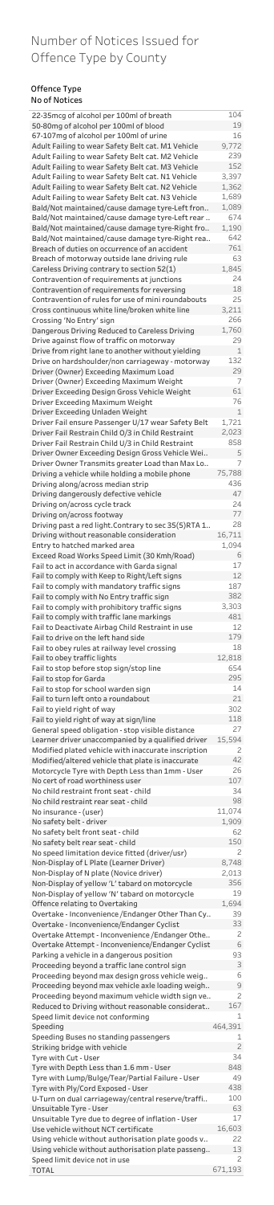# Number of Notices Issued for Offence Type by County

| Offence Type | No of Notices |
|---|---|
| 22-35mcg of alcohol per 100ml of breath | 104 |
| 50-80mg of alcohol per 100ml of blood | 19 |
| 67-107mg of alcohol per 100ml of urine | 16 |
| Adult Failing to wear Safety Belt cat. M1 Vehicle | 9,772 |
| Adult Failing to wear Safety Belt cat. M2 Vehicle | 239 |
| Adult Failing to wear Safety Belt cat. M3 Vehicle | 152 |
| Adult Failing to wear Safety Belt cat. N1 Vehicle | 3,397 |
| Adult Failing to wear Safety Belt cat. N2 Vehicle | 1,362 |
| Adult Failing to wear Safety Belt cat. N3 Vehicle | 1,689 |
| Bald/Not maintained/cause damage tyre-Left fron.. | 1,089 |
| Bald/Not maintained/cause damage tyre-Left rear .. | 674 |
| Bald/Not maintained/cause damage tyre-Right fro.. | 1,190 |
| Bald/Not maintained/cause damage tyre-Right rea.. | 642 |
| Breach of duties on occurrence of an accident | 761 |
| Breach of motorway outside lane driving rule | 63 |
| Careless Driving contrary to section 52(1) | 1,845 |
| Contravention of requirements at junctions | 24 |
| Contravention of requirements for reversing | 18 |
| Contravention of rules for use of mini roundabouts | 25 |
| Cross continuous white line/broken white line | 3,211 |
| Crossing 'No Entry' sign | 266 |
| Dangerous Driving Reduced to Careless Driving | 1,760 |
| Drive against flow of traffic on motorway | 29 |
| Drive from right lane to another without yielding | 1 |
| Drive on hardshoulder/non carriageway - motorway | 132 |
| Driver (Owner) Exceeding Maximum Load | 29 |
| Driver (Owner) Exceeding Maximum Weight | 7 |
| Driver Exceeding Design Gross Vehicle Weight | 61 |
| Driver Exceeding Maximum Weight | 76 |
| Driver Exceeding Unladen Weight | 1 |
| Driver Fail ensure Passenger U/17 wear Safety Belt | 1,721 |
| Driver Fail Restrain Child O/3 in Child Restraint | 2,023 |
| Driver Fail Restrain Child U/3 in Child Restraint | 858 |
| Driver Owner Exceeding Design Gross Vehicle Wei.. | 5 |
| Driver Owner Transmits greater Load than Max Lo.. | 7 |
| Driving a vehicle while holding a mobile phone | 75,788 |
| Driving along/across median strip | 436 |
| Driving dangerously defective vehicle | 47 |
| Driving on/across cycle track | 24 |
| Driving on/across footway | 77 |
| Driving past a red light.Contrary to sec 35(5)RTA 1.. | 28 |
| Driving without reasonable consideration | 16,711 |
| Entry to hatched marked area | 1,094 |
| Exceed Road Works Speed Limit (30 Kmh/Road) | 6 |
| Fail to act in accordance with Garda signal | 17 |
| Fail to comply with Keep to Right/Left signs | 12 |
| Fail to comply with mandatory traffic signs | 187 |
| Fail to comply with No Entry traffic sign | 382 |
| Fail to comply with prohibitory traffic signs | 3,303 |
| Fail to comply with traffic lane markings | 481 |
| Fail to Deactivate Airbag Child Restraint in use | 12 |
| Fail to drive on the left hand side | 179 |
| Fail to obey rules at railway level crossing | 18 |
| Fail to obey traffic lights | 12,818 |
| Fail to stop before stop sign/stop line | 654 |
| Fail to stop for Garda | 295 |
| Fail to stop for school warden sign | 14 |
| Fail to turn left onto a roundabout | 21 |
| Fail to yield right of way | 302 |
| Fail to yield right of way at sign/line | 118 |
| General speed obligation - stop visible distance | 27 |
| Learner driver unaccompanied by a qualified driver | 15,594 |
| Modified plated vehicle with inaccurate inscription | 2 |
| Modified/altered vehicle that plate is inaccurate | 42 |
| Motorcycle Tyre with Depth Less than 1mm - User | 26 |
| No cert of road worthiness user | 107 |
| No child restraint front seat - child | 34 |
| No child restraint rear seat - child | 98 |
| No insurance - (user) | 11,074 |
| No safety belt - driver | 1,909 |
| No safety belt front seat - child | 62 |
| No safety belt rear seat - child | 150 |
| No speed limitation device fitted (driver/usr) | 2 |
| Non-Display of L Plate (Learner Driver) | 8,748 |
| Non-Display of N plate (Novice driver) | 2,013 |
| Non-Display of yellow 'L' tabard on motorcycle | 356 |
| Non-Display of yellow 'N' tabard on motorcycle | 19 |
| Offence relating to Overtaking | 1,694 |
| Overtake - Inconvenience /Endanger Other Than Cy.. | 39 |
| Overtake - Inconvenience/Endanger Cyclist | 33 |
| Overtake Attempt - Inconvenience/Endanger Othe.. | 2 |
| Overtake Attempt - Inconvenience/Endanger Cyclist | 6 |
| Parking a vehicle in a dangerous position | 93 |
| Proceeding beyond a traffic lane control sign | 3 |
| Proceeding beyond max design gross vehicle weig.. | 6 |
| Proceeding beyond max vehicle axle loading weigh.. | 9 |
| Proceeding beyond maximum vehicle width sign ve.. | 2 |
| Reduced to Driving without reasonable considerat.. | 167 |
| Speed limit device not conforming | 1 |
| Speeding | 464,391 |
| Speeding Buses no standing passengers | 1 |
| Striking bridge with vehicle | 2 |
| Tyre with Cut - User | 34 |
| Tyre with Depth Less than 1.6 mm - User | 848 |
| Tyre with Lump/Bulge/Tear/Partial Failure - User | 49 |
| Tyre with Ply/Cord Exposed - User | 438 |
| U-Turn on dual carriageway/central reserve/traffi.. | 100 |
| Unsuitable Tyre - User | 63 |
| Unsuitable Tyre due to degree of inflation - User | 17 |
| Use vehicle without NCT certificate | 16,603 |
| Using vehicle without authorisation plate goods v.. | 22 |
| Using vehicle without authorisation plate passeng.. | 13 |
| Speed limit device not in use | 2 |
| TOTAL | 671,193 |